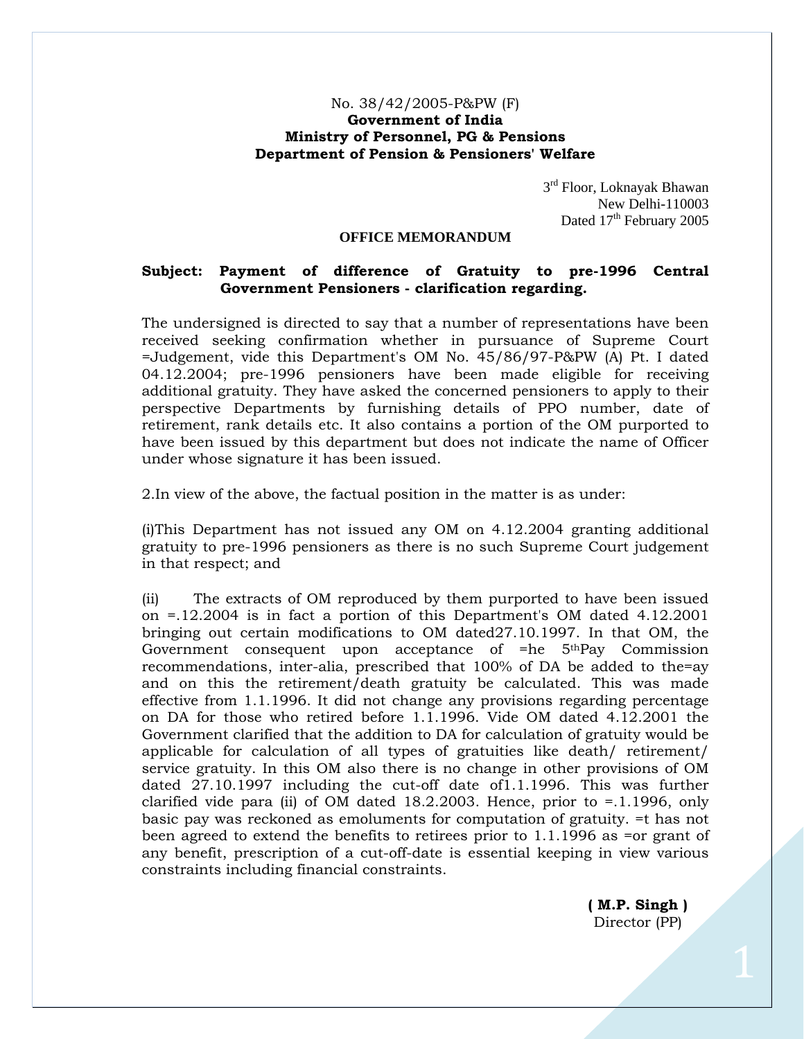No. 38/42/2005-P&PW (F)
**Government of India**
**Ministry of Personnel, PG & Pensions**
**Department of Pension & Pensioners' Welfare**

3rd Floor, Loknayak Bhawan
New Delhi-110003
Dated 17th February 2005

**OFFICE MEMORANDUM**

**Subject: Payment of difference of Gratuity to pre-1996 Central Government Pensioners - clarification regarding.**

The undersigned is directed to say that a number of representations have been received seeking confirmation whether in pursuance of Supreme Court =Judgement, vide this Department's OM No. 45/86/97-P&PW (A) Pt. I dated 04.12.2004; pre-1996 pensioners have been made eligible for receiving additional gratuity. They have asked the concerned pensioners to apply to their perspective Departments by furnishing details of PPO number, date of retirement, rank details etc. It also contains a portion of the OM purported to have been issued by this department but does not indicate the name of Officer under whose signature it has been issued.

2.In view of the above, the factual position in the matter is as under:

(i)This Department has not issued any OM on 4.12.2004 granting additional gratuity to pre-1996 pensioners as there is no such Supreme Court judgement in that respect; and

(ii) The extracts of OM reproduced by them purported to have been issued on =.12.2004 is in fact a portion of this Department's OM dated 4.12.2001 bringing out certain modifications to OM dated27.10.1997. In that OM, the Government consequent upon acceptance of =he 5thPay Commission recommendations, inter-alia, prescribed that 100% of DA be added to the=ay and on this the retirement/death gratuity be calculated. This was made effective from 1.1.1996. It did not change any provisions regarding percentage on DA for those who retired before 1.1.1996. Vide OM dated 4.12.2001 the Government clarified that the addition to DA for calculation of gratuity would be applicable for calculation of all types of gratuities like death/ retirement/ service gratuity. In this OM also there is no change in other provisions of OM dated 27.10.1997 including the cut-off date of1.1.1996. This was further clarified vide para (ii) of OM dated 18.2.2003. Hence, prior to =.1.1996, only basic pay was reckoned as emoluments for computation of gratuity. =t has not been agreed to extend the benefits to retirees prior to 1.1.1996 as =or grant of any benefit, prescription of a cut-off-date is essential keeping in view various constraints including financial constraints.

**( M.P. Singh )**
Director (PP)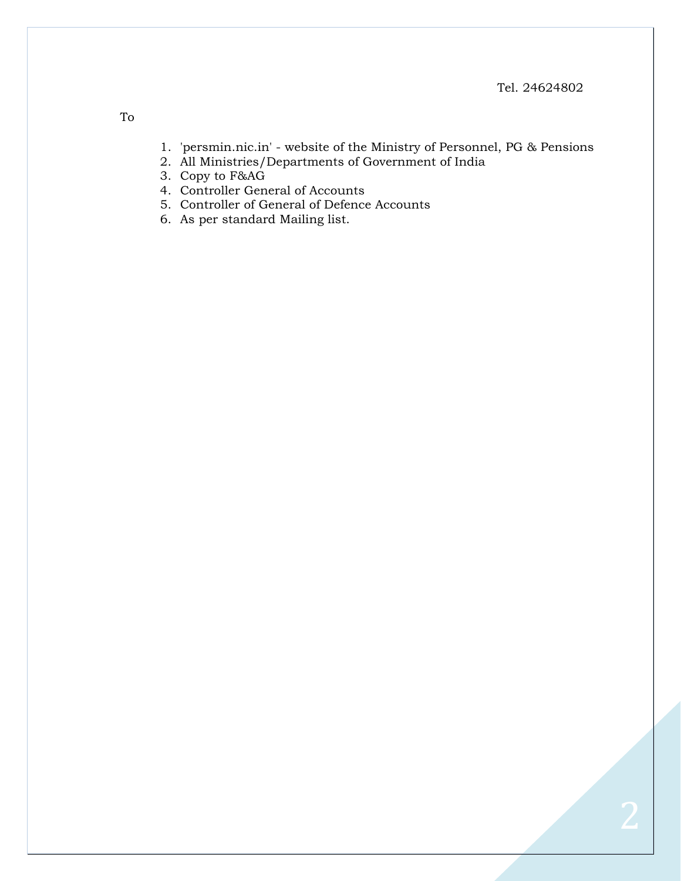Tel. 24624802

To

1. 'persmin.nic.in' - website of the Ministry of Personnel, PG & Pensions
2. All Ministries/Departments of Government of India
3. Copy to F&AG
4. Controller General of Accounts
5. Controller of General of Defence Accounts
6. As per standard Mailing list.